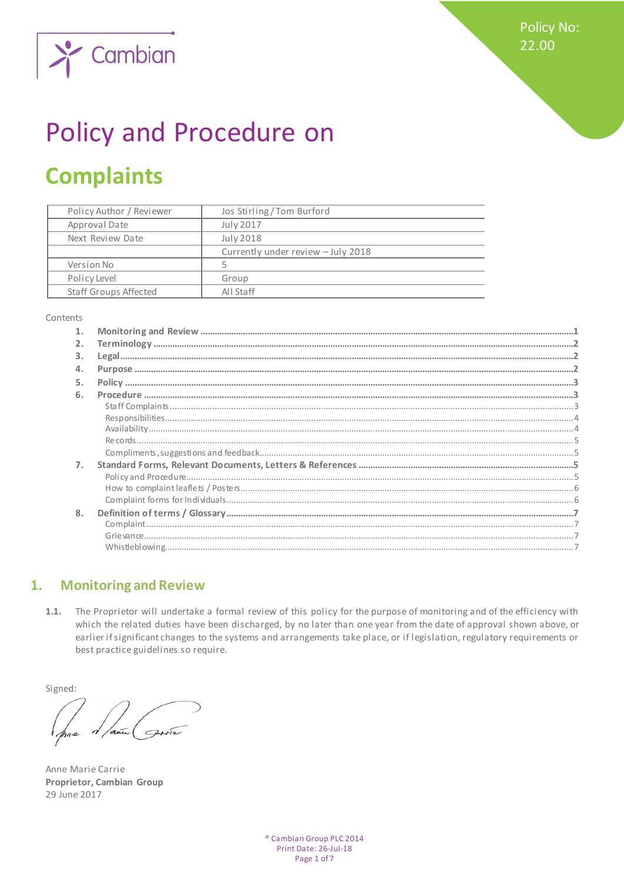Policy No: 22.00

# Policy and Procedure on

# Complaints

| | |
|---|---|
| Policy Author / Reviewer | Jos Stirling / Tom Burford |
| Approval Date | July 2017 |
| Next Review Date | July 2018 |
| | Currently under review – July 2018 |
| Version No | 5 |
| Policy Level | Group |
| Staff Groups Affected | All Staff |

Contents

1. **Monitoring and Review** ........................................ 1
2. **Terminology** ........................................ 2
3. **Legal** ........................................ 2
4. **Purpose** ........................................ 2
5. **Policy** ........................................ 3
6. **Procedure** ........................................ 3
   - Staff Complaints ........................................ 3
   - Responsibilities ........................................ 4
   - Availability ........................................ 4
   - Records ........................................ 5
   - Compliments, suggestions and feedback ........................................ 5
7. **Standard Forms, Relevant Documents, Letters & References** ........................................ 5
   - Policy and Procedure ........................................ 5
   - How to complaint leaflets / Posters ........................................ 6
   - Complaint forms for Individuals ........................................ 6
8. **Definition of terms / Glossary** ........................................ 7
   - Complaint ........................................ 7
   - Grievance ........................................ 7
   - Whistleblowing ........................................ 7

## 1. Monitoring and Review

**1.1.** The Proprietor will undertake a formal review of this policy for the purpose of monitoring and of the efficiency with which the related duties have been discharged, by no later than one year from the date of approval shown above, or earlier if significant changes to the systems and arrangements take place, or if legislation, regulatory requirements or best practice guidelines so require.

Signed:

Anne Marie Carrie
**Proprietor, Cambian Group**
29 June 2017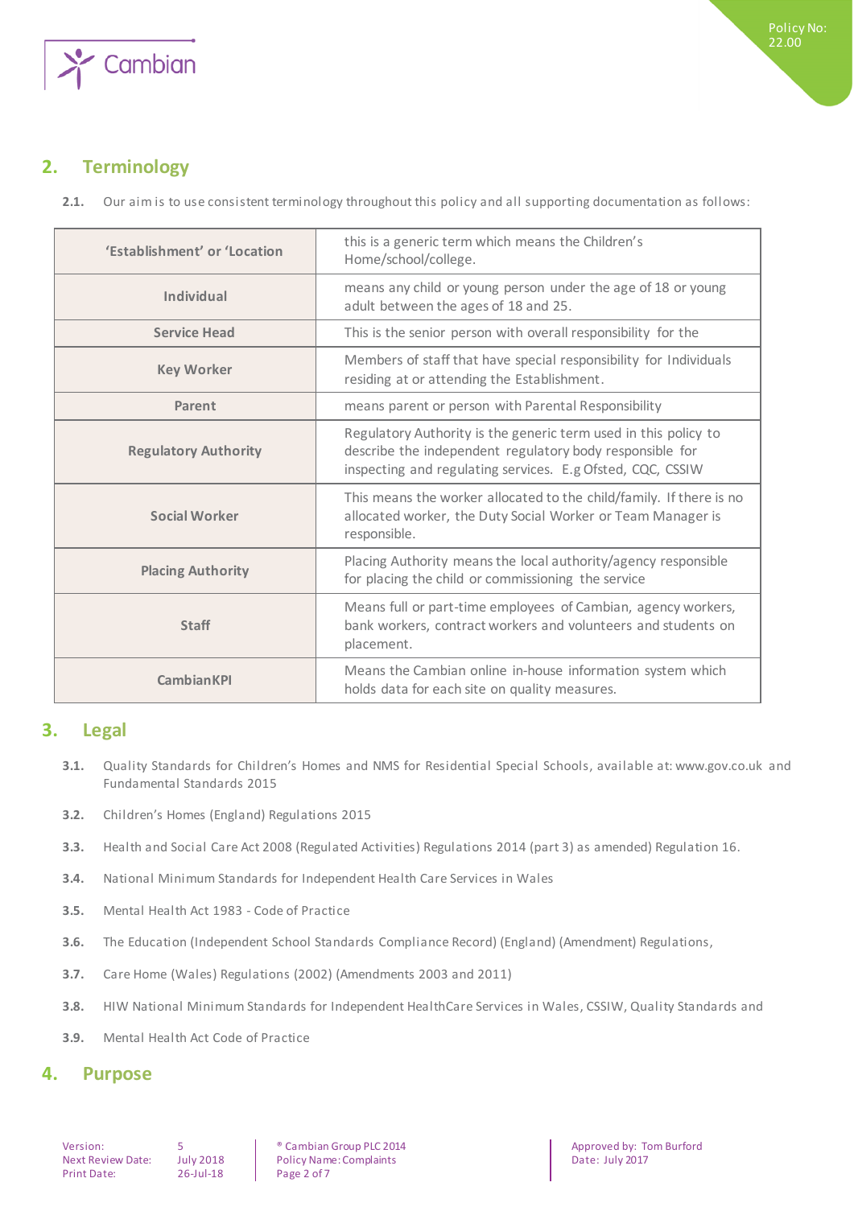## 2. Terminology

**2.1.** Our aim is to use consistent terminology throughout this policy and all supporting documentation as follows:

| | |
|---|---|
| **'Establishment' or 'Location** | this is a generic term which means the Children's Home/school/college. |
| **Individual** | means any child or young person under the age of 18 or young adult between the ages of 18 and 25. |
| **Service Head** | This is the senior person with overall responsibility for the |
| **Key Worker** | Members of staff that have special responsibility for Individuals residing at or attending the Establishment. |
| **Parent** | means parent or person with Parental Responsibility |
| **Regulatory Authority** | Regulatory Authority is the generic term used in this policy to describe the independent regulatory body responsible for inspecting and regulating services. E.g Ofsted, CQC, CSSIW |
| **Social Worker** | This means the worker allocated to the child/family. If there is no allocated worker, the Duty Social Worker or Team Manager is responsible. |
| **Placing Authority** | Placing Authority means the local authority/agency responsible for placing the child or commissioning the service |
| **Staff** | Means full or part-time employees of Cambian, agency workers, bank workers, contract workers and volunteers and students on placement. |
| **CambianKPI** | Means the Cambian online in-house information system which holds data for each site on quality measures. |

## 3. Legal

**3.1.** Quality Standards for Children's Homes and NMS for Residential Special Schools, available at: www.gov.co.uk and Fundamental Standards 2015

**3.2.** Children's Homes (England) Regulations 2015

**3.3.** Health and Social Care Act 2008 (Regulated Activities) Regulations 2014 (part 3) as amended) Regulation 16.

**3.4.** National Minimum Standards for Independent Health Care Services in Wales

**3.5.** Mental Health Act 1983 - Code of Practice

**3.6.** The Education (Independent School Standards Compliance Record) (England) (Amendment) Regulations,

**3.7.** Care Home (Wales) Regulations (2002) (Amendments 2003 and 2011)

**3.8.** HIW National Minimum Standards for Independent HealthCare Services in Wales, CSSIW, Quality Standards and

**3.9.** Mental Health Act Code of Practice

## 4. Purpose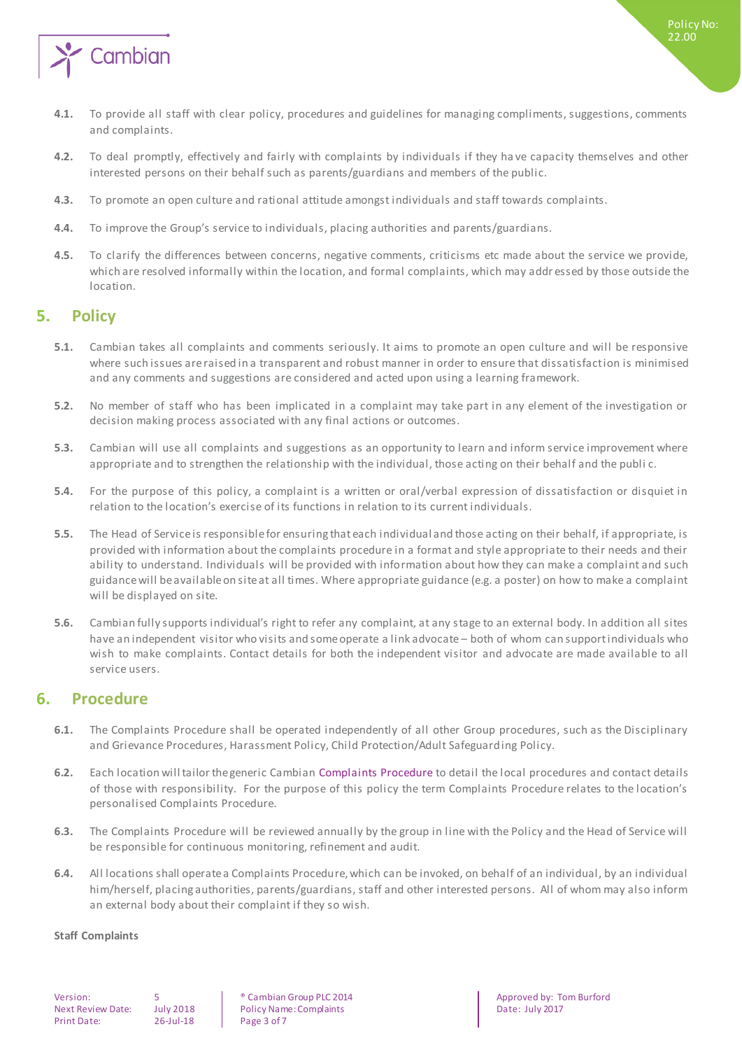**4.1.** To provide all staff with clear policy, procedures and guidelines for managing compliments, suggestions, comments and complaints.

**4.2.** To deal promptly, effectively and fairly with complaints by individuals if they have capacity themselves and other interested persons on their behalf such as parents/guardians and members of the public.

**4.3.** To promote an open culture and rational attitude amongst individuals and staff towards complaints.

**4.4.** To improve the Group's service to individuals, placing authorities and parents/guardians.

**4.5.** To clarify the differences between concerns, negative comments, criticisms etc made about the service we provide, which are resolved informally within the location, and formal complaints, which may addressed by those outside the location.

## 5. Policy

**5.1.** Cambian takes all complaints and comments seriously. It aims to promote an open culture and will be responsive where such issues are raised in a transparent and robust manner in order to ensure that dissatisfaction is minimised and any comments and suggestions are considered and acted upon using a learning framework.

**5.2.** No member of staff who has been implicated in a complaint may take part in any element of the investigation or decision making process associated with any final actions or outcomes.

**5.3.** Cambian will use all complaints and suggestions as an opportunity to learn and inform service improvement where appropriate and to strengthen the relationship with the individual, those acting on their behalf and the public.

**5.4.** For the purpose of this policy, a complaint is a written or oral/verbal expression of dissatisfaction or disquiet in relation to the location's exercise of its functions in relation to its current individuals.

**5.5.** The Head of Service is responsible for ensuring that each individual and those acting on their behalf, if appropriate, is provided with information about the complaints procedure in a format and style appropriate to their needs and their ability to understand. Individuals will be provided with information about how they can make a complaint and such guidance will be available on site at all times. Where appropriate guidance (e.g. a poster) on how to make a complaint will be displayed on site.

**5.6.** Cambian fully supports individual's right to refer any complaint, at any stage to an external body. In addition all sites have an independent visitor who visits and some operate a link advocate – both of whom can support individuals who wish to make complaints. Contact details for both the independent visitor and advocate are made available to all service users.

## 6. Procedure

**6.1.** The Complaints Procedure shall be operated independently of all other Group procedures, such as the Disciplinary and Grievance Procedures, Harassment Policy, Child Protection/Adult Safeguarding Policy.

**6.2.** Each location will tailor the generic Cambian Complaints Procedure to detail the local procedures and contact details of those with responsibility. For the purpose of this policy the term Complaints Procedure relates to the location's personalised Complaints Procedure.

**6.3.** The Complaints Procedure will be reviewed annually by the group in line with the Policy and the Head of Service will be responsible for continuous monitoring, refinement and audit.

**6.4.** All locations shall operate a Complaints Procedure, which can be invoked, on behalf of an individual, by an individual him/herself, placing authorities, parents/guardians, staff and other interested persons. All of whom may also inform an external body about their complaint if they so wish.

**Staff Complaints**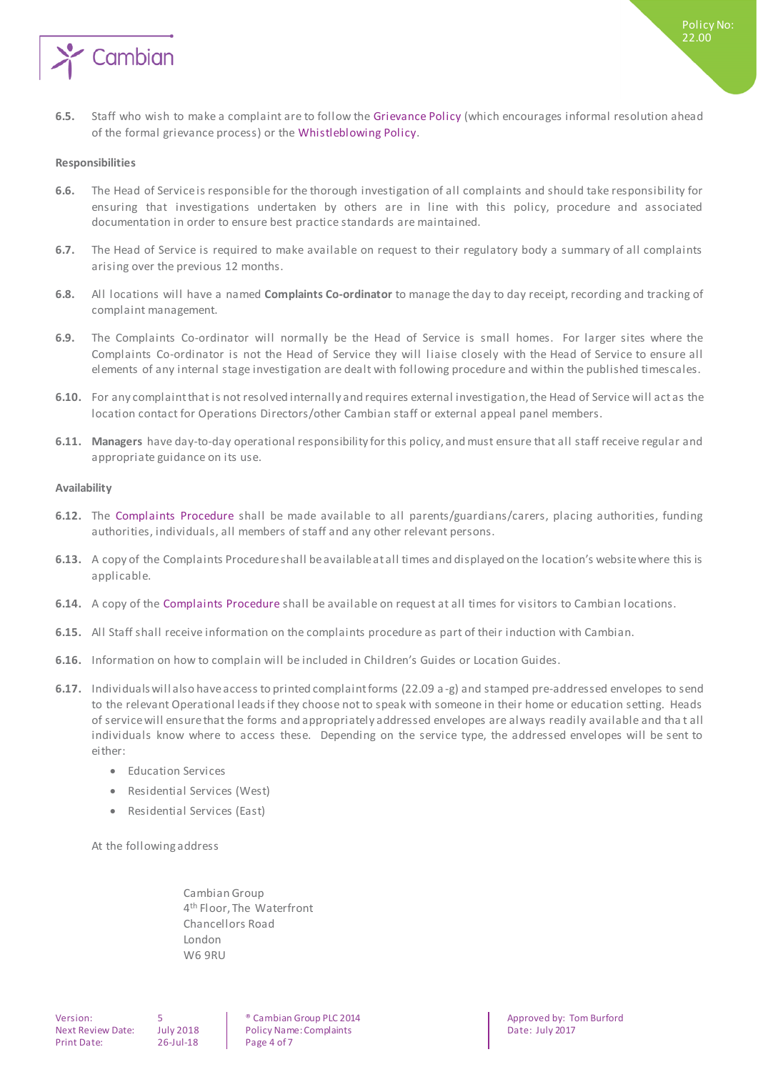**6.5.** Staff who wish to make a complaint are to follow the Grievance Policy (which encourages informal resolution ahead of the formal grievance process) or the Whistleblowing Policy.

**Responsibilities**

**6.6.** The Head of Service is responsible for the thorough investigation of all complaints and should take responsibility for ensuring that investigations undertaken by others are in line with this policy, procedure and associated documentation in order to ensure best practice standards are maintained.

**6.7.** The Head of Service is required to make available on request to their regulatory body a summary of all complaints arising over the previous 12 months.

**6.8.** All locations will have a named **Complaints Co-ordinator** to manage the day to day receipt, recording and tracking of complaint management.

**6.9.** The Complaints Co-ordinator will normally be the Head of Service is small homes. For larger sites where the Complaints Co-ordinator is not the Head of Service they will liaise closely with the Head of Service to ensure all elements of any internal stage investigation are dealt with following procedure and within the published timescales.

**6.10.** For any complaint that is not resolved internally and requires external investigation, the Head of Service will act as the location contact for Operations Directors/other Cambian staff or external appeal panel members.

**6.11.** **Managers** have day-to-day operational responsibility for this policy, and must ensure that all staff receive regular and appropriate guidance on its use.

**Availability**

**6.12.** The Complaints Procedure shall be made available to all parents/guardians/carers, placing authorities, funding authorities, individuals, all members of staff and any other relevant persons.

**6.13.** A copy of the Complaints Procedure shall be available at all times and displayed on the location's website where this is applicable.

**6.14.** A copy of the Complaints Procedure shall be available on request at all times for visitors to Cambian locations.

**6.15.** All Staff shall receive information on the complaints procedure as part of their induction with Cambian.

**6.16.** Information on how to complain will be included in Children's Guides or Location Guides.

**6.17.** Individuals will also have access to printed complaint forms (22.09 a-g) and stamped pre-addressed envelopes to send to the relevant Operational leads if they choose not to speak with someone in their home or education setting. Heads of service will ensure that the forms and appropriately addressed envelopes are always readily available and that all individuals know where to access these. Depending on the service type, the addressed envelopes will be sent to either:

- Education Services
- Residential Services (West)
- Residential Services (East)

At the following address

Cambian Group
4th Floor, The Waterfront
Chancellors Road
London
W6 9RU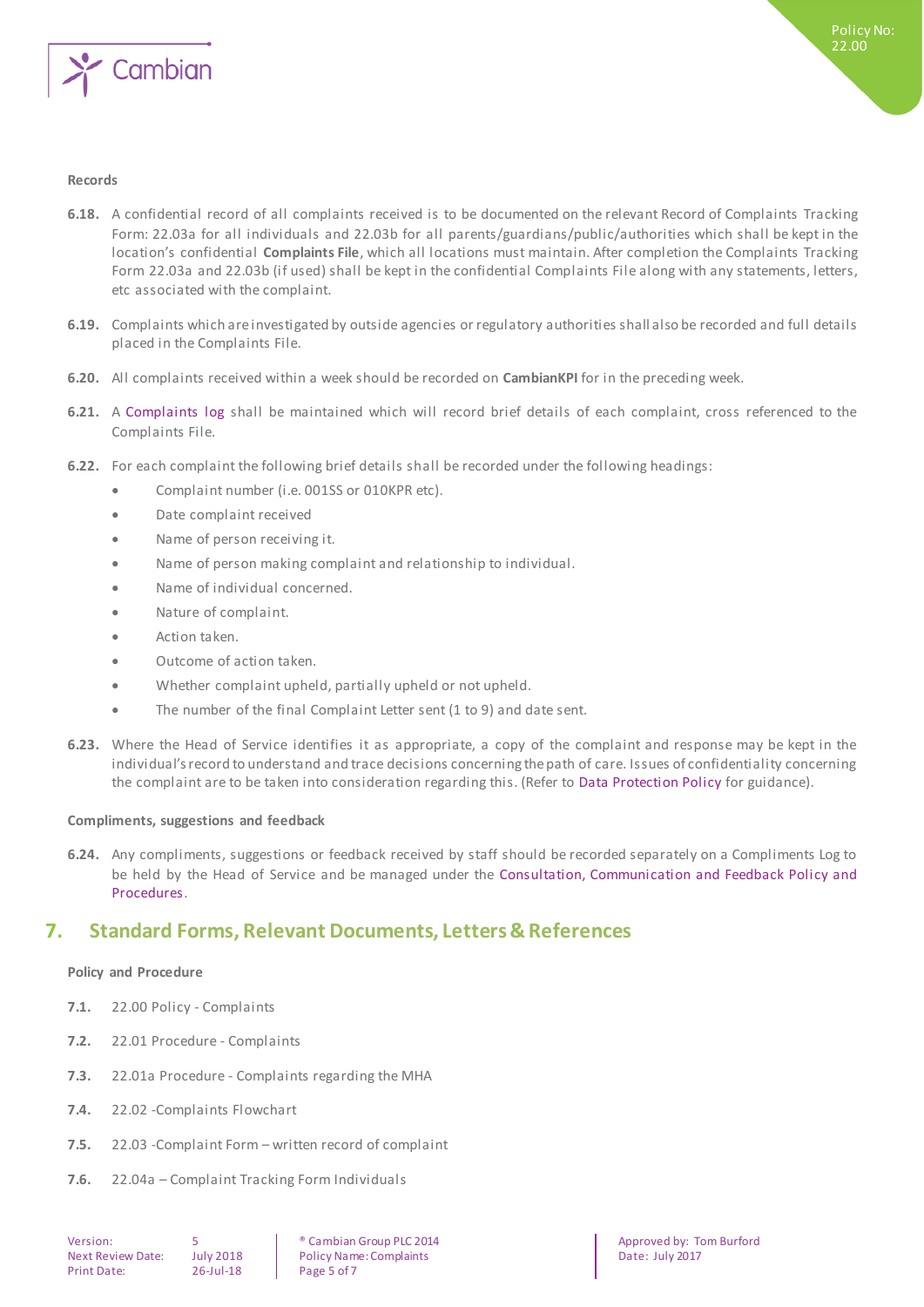**Records**

**6.18.** A confidential record of all complaints received is to be documented on the relevant Record of Complaints Tracking Form: 22.03a for all individuals and 22.03b for all parents/guardians/public/authorities which shall be kept in the location's confidential **Complaints File**, which all locations must maintain. After completion the Complaints Tracking Form 22.03a and 22.03b (if used) shall be kept in the confidential Complaints File along with any statements, letters, etc associated with the complaint.

**6.19.** Complaints which are investigated by outside agencies or regulatory authorities shall also be recorded and full details placed in the Complaints File.

**6.20.** All complaints received within a week should be recorded on **CambianKPI** for in the preceding week.

**6.21.** A Complaints log shall be maintained which will record brief details of each complaint, cross referenced to the Complaints File.

**6.22.** For each complaint the following brief details shall be recorded under the following headings:

- Complaint number (i.e. 001SS or 010KPR etc).
- Date complaint received
- Name of person receiving it.
- Name of person making complaint and relationship to individual.
- Name of individual concerned.
- Nature of complaint.
- Action taken.
- Outcome of action taken.
- Whether complaint upheld, partially upheld or not upheld.
- The number of the final Complaint Letter sent (1 to 9) and date sent.

**6.23.** Where the Head of Service identifies it as appropriate, a copy of the complaint and response may be kept in the individual's record to understand and trace decisions concerning the path of care. Issues of confidentiality concerning the complaint are to be taken into consideration regarding this. (Refer to Data Protection Policy for guidance).

**Compliments, suggestions and feedback**

**6.24.** Any compliments, suggestions or feedback received by staff should be recorded separately on a Compliments Log to be held by the Head of Service and be managed under the Consultation, Communication and Feedback Policy and Procedures.

## 7. Standard Forms, Relevant Documents, Letters & References

**Policy and Procedure**

**7.1.** 22.00 Policy - Complaints

**7.2.** 22.01 Procedure - Complaints

**7.3.** 22.01a Procedure - Complaints regarding the MHA

**7.4.** 22.02 -Complaints Flowchart

**7.5.** 22.03 -Complaint Form – written record of complaint

**7.6.** 22.04a – Complaint Tracking Form Individuals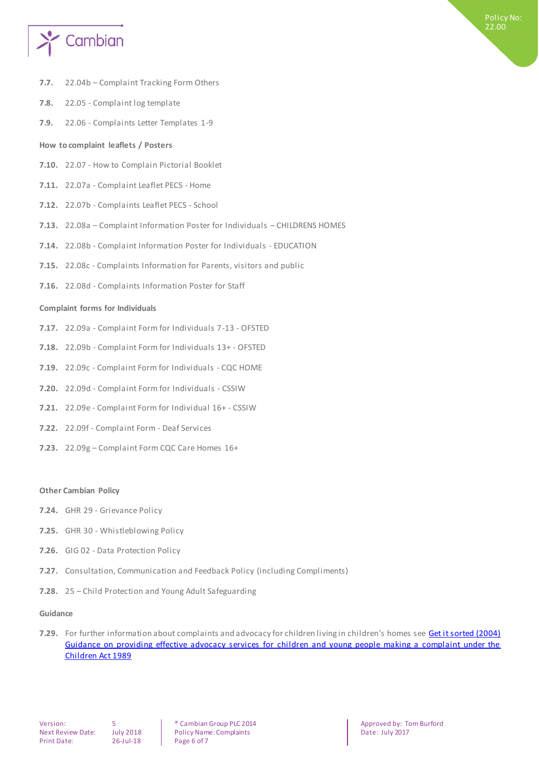**7.7.** 22.04b – Complaint Tracking Form Others

**7.8.** 22.05 - Complaint log template

**7.9.** 22.06 - Complaints Letter Templates 1-9

**How to complaint leaflets / Posters**

**7.10.** 22.07 - How to Complain Pictorial Booklet

**7.11.** 22.07a - Complaint Leaflet PECS - Home

**7.12.** 22.07b - Complaints Leaflet PECS - School

**7.13.** 22.08a – Complaint Information Poster for Individuals – CHILDRENS HOMES

**7.14.** 22.08b - Complaint Information Poster for Individuals - EDUCATION

**7.15.** 22.08c - Complaints Information for Parents, visitors and public

**7.16.** 22.08d - Complaints Information Poster for Staff

**Complaint forms for Individuals**

**7.17.** 22.09a - Complaint Form for Individuals 7-13 - OFSTED

**7.18.** 22.09b - Complaint Form for Individuals 13+ - OFSTED

**7.19.** 22.09c - Complaint Form for Individuals - CQC HOME

**7.20.** 22.09d - Complaint Form for Individuals - CSSIW

**7.21.** 22.09e - Complaint Form for Individual 16+ - CSSIW

**7.22.** 22.09f - Complaint Form - Deaf Services

**7.23.** 22.09g – Complaint Form CQC Care Homes 16+

**Other Cambian Policy**

**7.24.** GHR 29 - Grievance Policy

**7.25.** GHR 30 - Whistleblowing Policy

**7.26.** GIG 02 - Data Protection Policy

**7.27.** Consultation, Communication and Feedback Policy (including Compliments)

**7.28.** 25 – Child Protection and Young Adult Safeguarding

**Guidance**

**7.29.** For further information about complaints and advocacy for children living in children's homes see Get it sorted (2004) Guidance on providing effective advocacy services for children and young people making a complaint under the Children Act 1989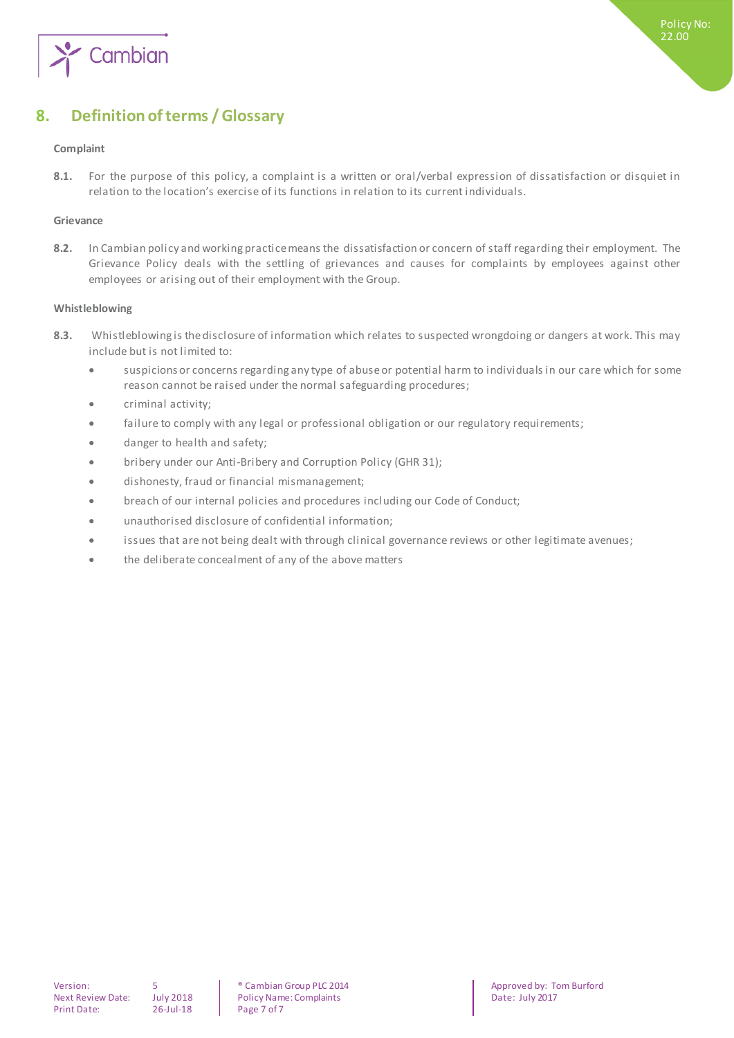## 8. Definition of terms / Glossary

**Complaint**

**8.1.** For the purpose of this policy, a complaint is a written or oral/verbal expression of dissatisfaction or disquiet in relation to the location's exercise of its functions in relation to its current individuals.

**Grievance**

**8.2.** In Cambian policy and working practice means the dissatisfaction or concern of staff regarding their employment. The Grievance Policy deals with the settling of grievances and causes for complaints by employees against other employees or arising out of their employment with the Group.

**Whistleblowing**

**8.3.** Whistleblowing is the disclosure of information which relates to suspected wrongdoing or dangers at work. This may include but is not limited to:

- suspicions or concerns regarding any type of abuse or potential harm to individuals in our care which for some reason cannot be raised under the normal safeguarding procedures;
- criminal activity;
- failure to comply with any legal or professional obligation or our regulatory requirements;
- danger to health and safety;
- bribery under our Anti-Bribery and Corruption Policy (GHR 31);
- dishonesty, fraud or financial mismanagement;
- breach of our internal policies and procedures including our Code of Conduct;
- unauthorised disclosure of confidential information;
- issues that are not being dealt with through clinical governance reviews or other legitimate avenues;
- the deliberate concealment of any of the above matters